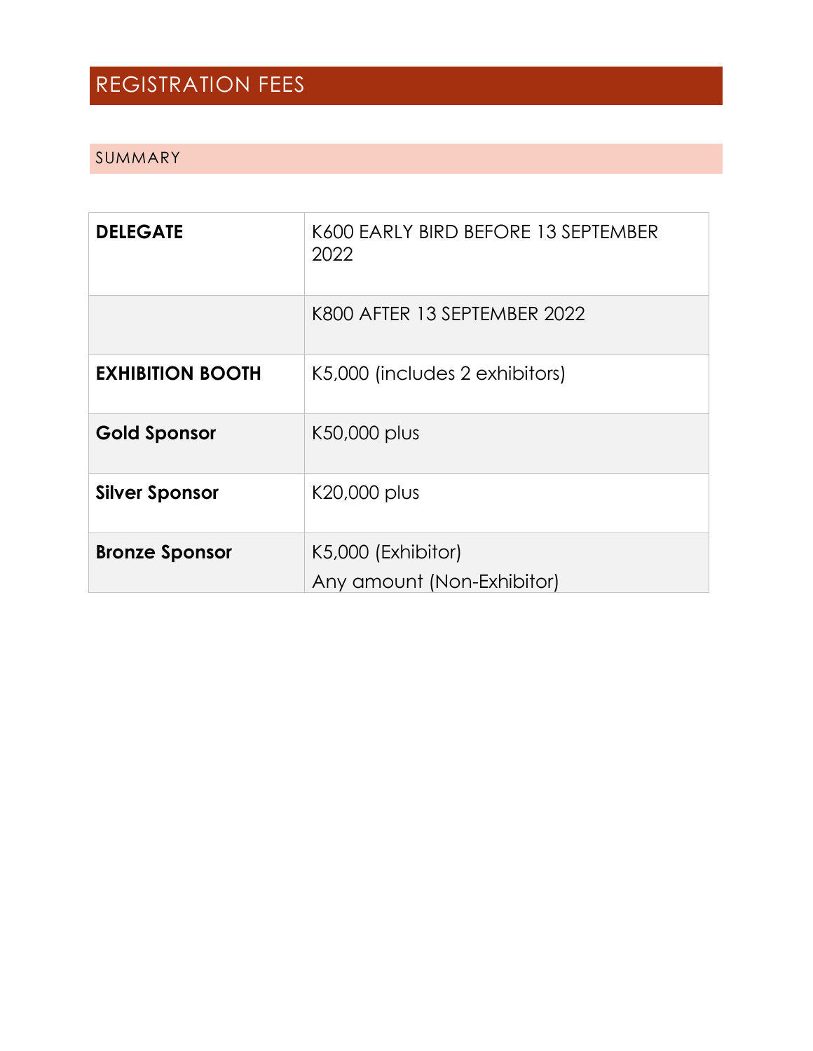# REGISTRATION FEES

## SUMMARY

| | |
|---|---|
| **DELEGATE** | K600 EARLY BIRD BEFORE 13 SEPTEMBER 2022 |
| | K800 AFTER 13 SEPTEMBER 2022 |
| **EXHIBITION BOOTH** | K5,000 (includes 2 exhibitors) |
| **Gold Sponsor** | K50,000 plus |
| **Silver Sponsor** | K20,000 plus |
| **Bronze Sponsor** | K5,000 (Exhibitor)<br>Any amount (Non-Exhibitor) |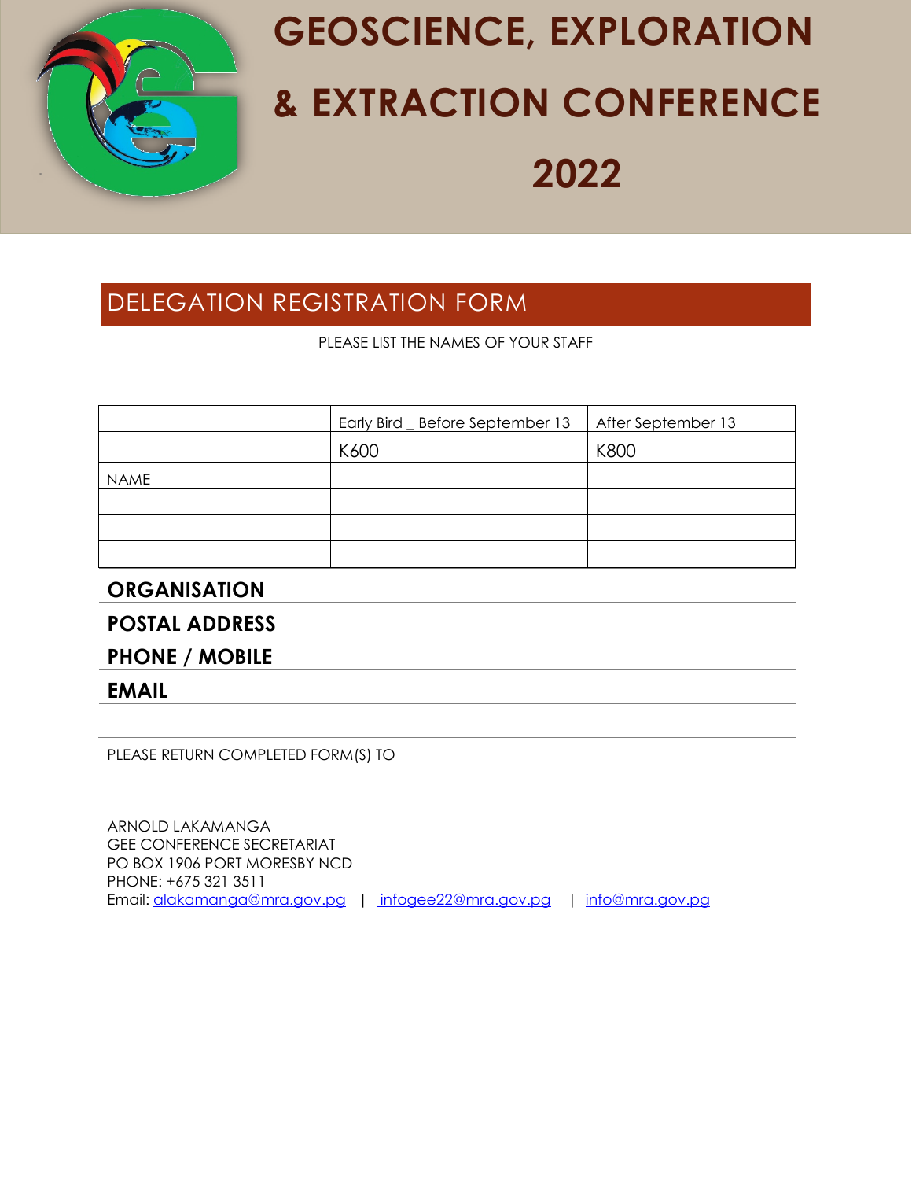# GEOSCIENCE, EXPLORATION & EXTRACTION CONFERENCE 2022

## DELEGATION REGISTRATION FORM

PLEASE LIST THE NAMES OF YOUR STAFF

| | Early Bird _ Before September 13 | After September 13 |
|---|---|---|
| | K600 | K800 |
| NAME | | |
| | | |
| | | |
| | | |

**ORGANISATION**

**POSTAL ADDRESS**

**PHONE / MOBILE**

**EMAIL**

PLEASE RETURN COMPLETED FORM(S) TO

ARNOLD LAKAMANGA
GEE CONFERENCE SECRETARIAT
PO BOX 1906 PORT MORESBY NCD
PHONE: +675 321 3511
Email: alakamanga@mra.gov.pg | infogee22@mra.gov.pg | info@mra.gov.pg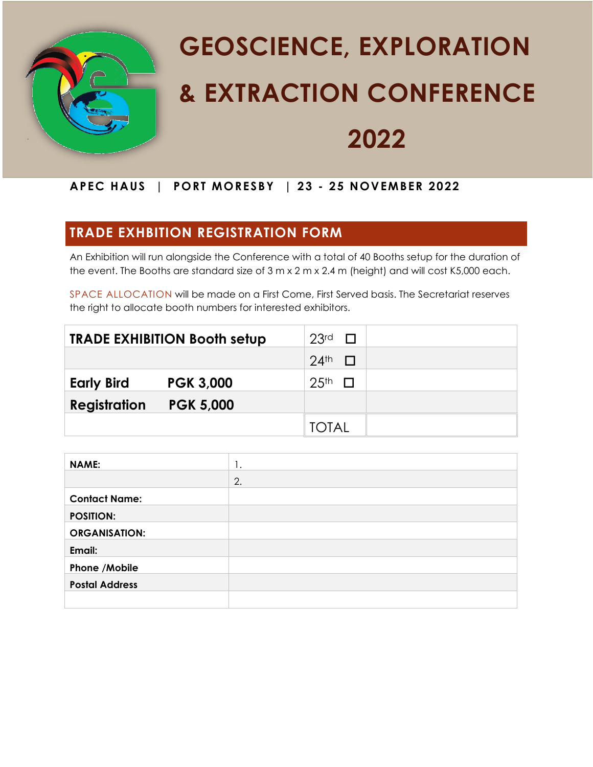# GEOSCIENCE, EXPLORATION & EXTRACTION CONFERENCE 2022

**APEC HAUS | PORT MORESBY | 23 - 25 NOVEMBER 2022**

## TRADE EXHIBITION REGISTRATION FORM

An Exhibition will run alongside the Conference with a total of 40 Booths setup for the duration of the event. The Booths are standard size of 3 m x 2 m x 2.4 m (height) and will cost K5,000 each.

SPACE ALLOCATION will be made on a First Come, First Served basis. The Secretariat reserves the right to allocate booth numbers for interested exhibitors.

| **TRADE EXHIBITION Booth setup** | | 23rd ☐ | |
|---|---|---|---|
| | | 24th ☐ | |
| **Early Bird** | **PGK 3,000** | 25th ☐ | |
| **Registration** | **PGK 5,000** | | |
| | | TOTAL | |

| | |
|---|---|
| **NAME:** | 1. |
| | 2. |
| **Contact Name:** | |
| **POSITION:** | |
| **ORGANISATION:** | |
| **Email:** | |
| **Phone /Mobile** | |
| **Postal Address** | |
| | |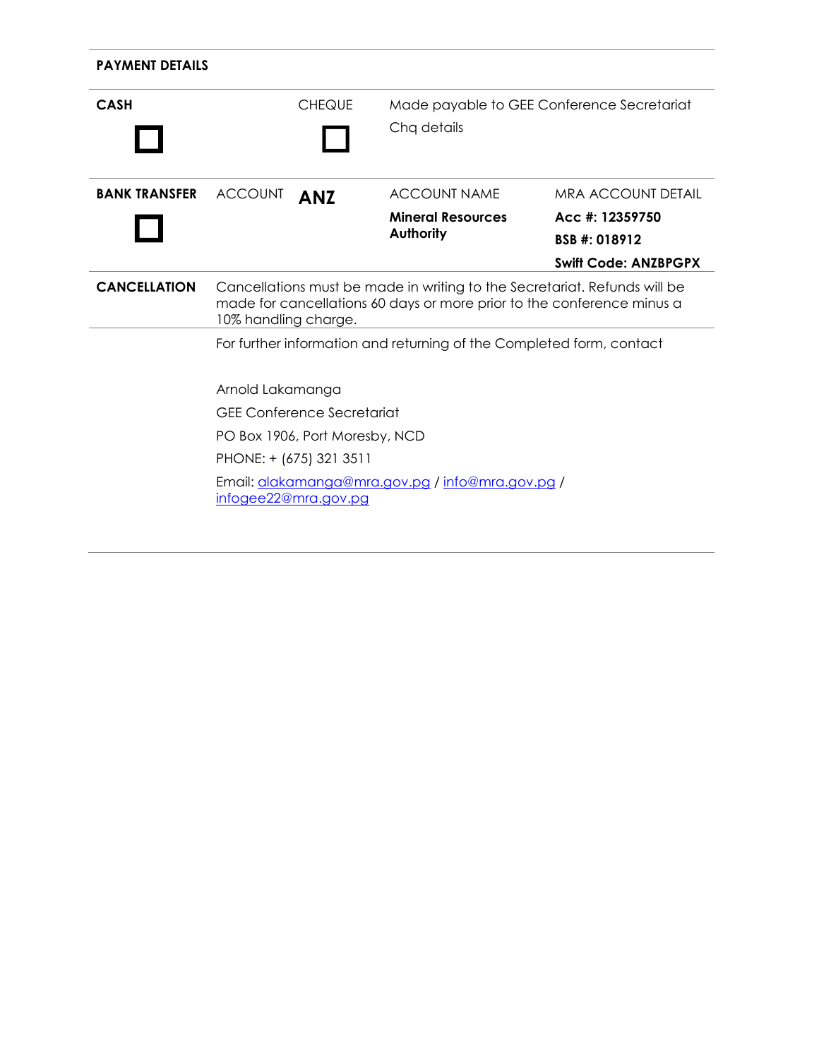**PAYMENT DETAILS**

| | | | | |
|---|---|---|---|---|
| **CASH** ☐ | | CHEQUE ☐ | Made payable to GEE Conference Secretariat<br>Chq details | |
| **BANK TRANSFER** ☐ | ACCOUNT | **ANZ** | ACCOUNT NAME<br>**Mineral Resources Authority** | MRA ACCOUNT DETAIL<br>**Acc #: 12359750**<br>**BSB #: 018912**<br>**Swift Code: ANZBPGPX** |
| **CANCELLATION** | Cancellations must be made in writing to the Secretariat. Refunds will be made for cancellations 60 days or more prior to the conference minus a 10% handling charge. | | | |

For further information and returning of the Completed form, contact

Arnold Lakamanga

GEE Conference Secretariat

PO Box 1906, Port Moresby, NCD

PHONE: + (675) 321 3511

Email: alakamanga@mra.gov.pg / info@mra.gov.pg / infogee22@mra.gov.pg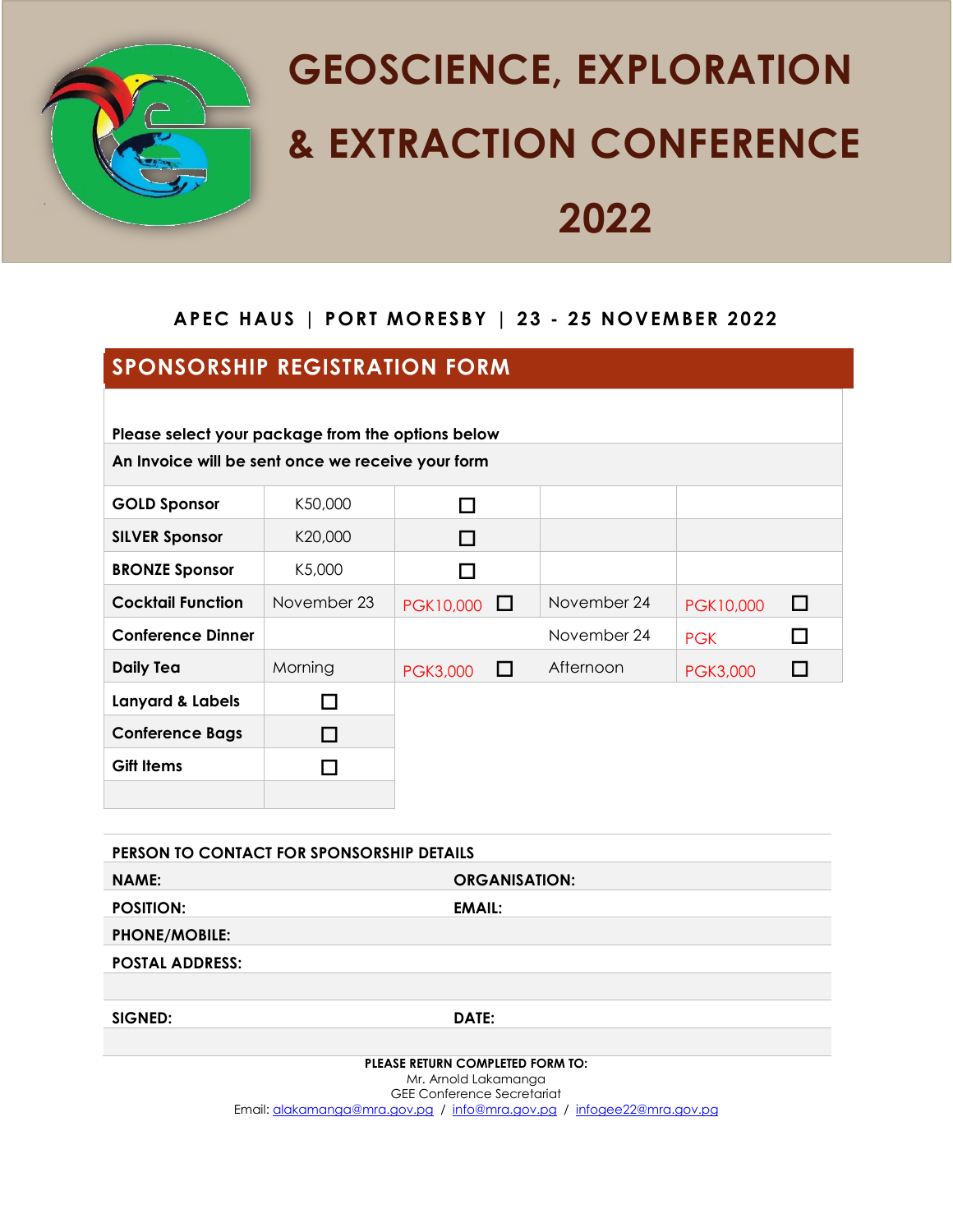# GEOSCIENCE, EXPLORATION & EXTRACTION CONFERENCE 2022

**APEC HAUS | PORT MORESBY | 23 - 25 NOVEMBER 2022**

## SPONSORSHIP REGISTRATION FORM

**Please select your package from the options below**

**An Invoice will be sent once we receive your form**

| | | | | | | |
|---|---|---|---|---|---|---|
| **GOLD Sponsor** | K50,000 | ☐ | | | | |
| **SILVER Sponsor** | K20,000 | ☐ | | | | |
| **BRONZE Sponsor** | K5,000 | ☐ | | | | |
| **Cocktail Function** | November 23 | PGK10,000 | ☐ | November 24 | PGK10,000 | ☐ |
| **Conference Dinner** | | | | November 24 | PGK | ☐ |
| **Daily Tea** | Morning | PGK3,000 | ☐ | Afternoon | PGK3,000 | ☐ |
| **Lanyard & Labels** | ☐ | | | | | |
| **Conference Bags** | ☐ | | | | | |
| **Gift Items** | ☐ | | | | | |

**PERSON TO CONTACT FOR SPONSORSHIP DETAILS**

**NAME:** **ORGANISATION:**

**POSITION:** **EMAIL:**

**PHONE/MOBILE:**

**POSTAL ADDRESS:**

**SIGNED:** **DATE:**

**PLEASE RETURN COMPLETED FORM TO:**
Mr. Arnold Lakamanga
GEE Conference Secretariat
Email: alakamanga@mra.gov.pg / info@mra.gov.pg / infogee22@mra.gov.pg